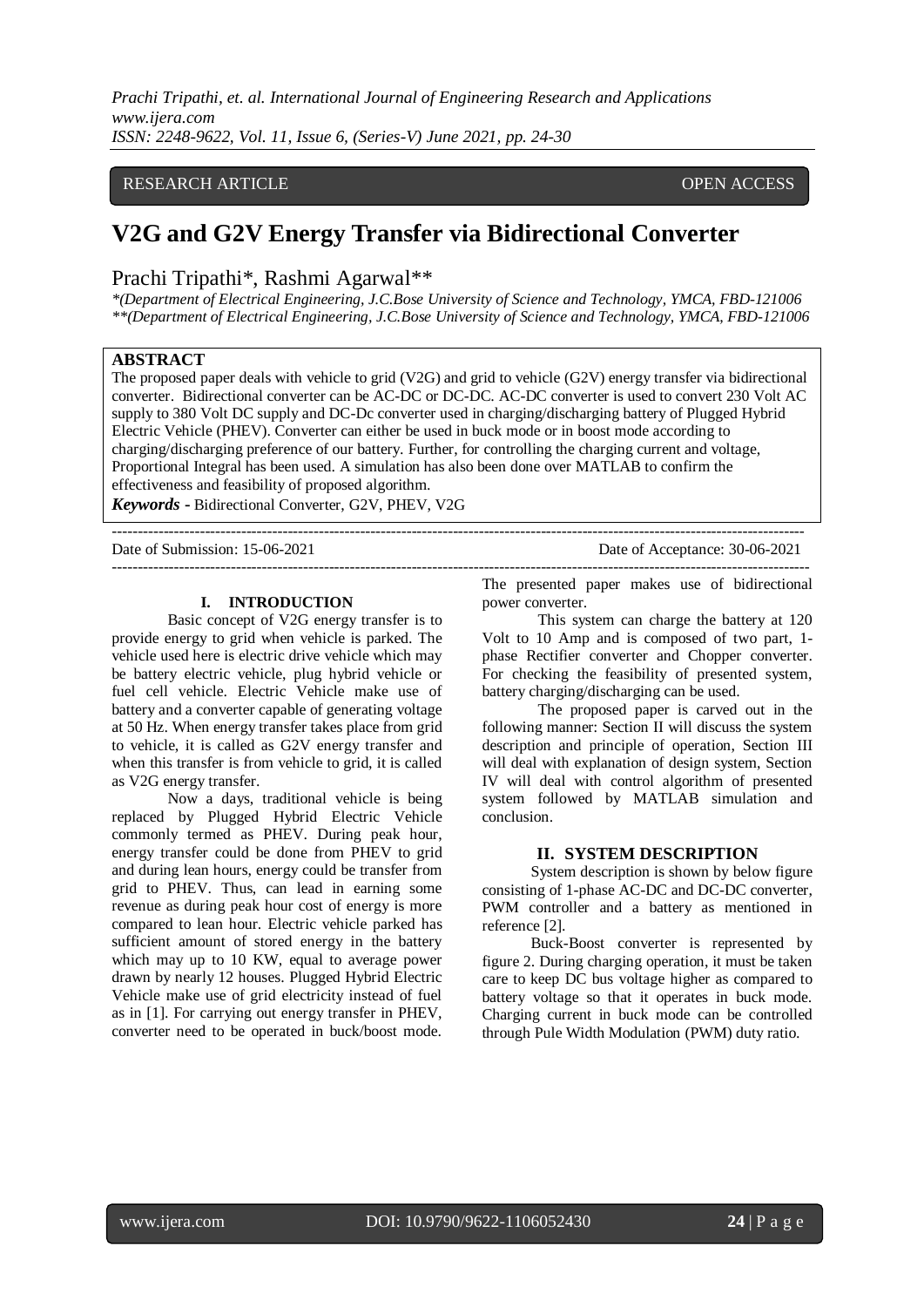RESEARCH ARTICLE OPEN ACCESS

# V2G and G2V Energy Transfer via Bidirectional Converter

Prachi Tripathi*, Rashmi Agarwal**

*(Department of Electrical Engineering, J.C.Bose University of Science and Technology, YMCA, FBD-121006
**(Department of Electrical Engineering, J.C.Bose University of Science and Technology, YMCA, FBD-121006

## ABSTRACT

The proposed paper deals with vehicle to grid (V2G) and grid to vehicle (G2V) energy transfer via bidirectional converter. Bidirectional converter can be AC-DC or DC-DC. AC-DC converter is used to convert 230 Volt AC supply to 380 Volt DC supply and DC-Dc converter used in charging/discharging battery of Plugged Hybrid Electric Vehicle (PHEV). Converter can either be used in buck mode or in boost mode according to charging/discharging preference of our battery. Further, for controlling the charging current and voltage, Proportional Integral has been used. A simulation has also been done over MATLAB to confirm the effectiveness and feasibility of proposed algorithm.

***Keywords* -** Bidirectional Converter, G2V, PHEV, V2G

Date of Submission: 15-06-2021 Date of Acceptance: 30-06-2021

## I. INTRODUCTION

Basic concept of V2G energy transfer is to provide energy to grid when vehicle is parked. The vehicle used here is electric drive vehicle which may be battery electric vehicle, plug hybrid vehicle or fuel cell vehicle. Electric Vehicle make use of battery and a converter capable of generating voltage at 50 Hz. When energy transfer takes place from grid to vehicle, it is called as G2V energy transfer and when this transfer is from vehicle to grid, it is called as V2G energy transfer.

Now a days, traditional vehicle is being replaced by Plugged Hybrid Electric Vehicle commonly termed as PHEV. During peak hour, energy transfer could be done from PHEV to grid and during lean hours, energy could be transfer from grid to PHEV. Thus, can lead in earning some revenue as during peak hour cost of energy is more compared to lean hour. Electric vehicle parked has sufficient amount of stored energy in the battery which may up to 10 KW, equal to average power drawn by nearly 12 houses. Plugged Hybrid Electric Vehicle make use of grid electricity instead of fuel as in [1]. For carrying out energy transfer in PHEV, converter need to be operated in buck/boost mode. The presented paper makes use of bidirectional power converter.

This system can charge the battery at 120 Volt to 10 Amp and is composed of two part, 1-phase Rectifier converter and Chopper converter. For checking the feasibility of presented system, battery charging/discharging can be used.

The proposed paper is carved out in the following manner: Section II will discuss the system description and principle of operation, Section III will deal with explanation of design system, Section IV will deal with control algorithm of presented system followed by MATLAB simulation and conclusion.

## II. SYSTEM DESCRIPTION

System description is shown by below figure consisting of 1-phase AC-DC and DC-DC converter, PWM controller and a battery as mentioned in reference [2].

Buck-Boost converter is represented by figure 2. During charging operation, it must be taken care to keep DC bus voltage higher as compared to battery voltage so that it operates in buck mode. Charging current in buck mode can be controlled through Pule Width Modulation (PWM) duty ratio.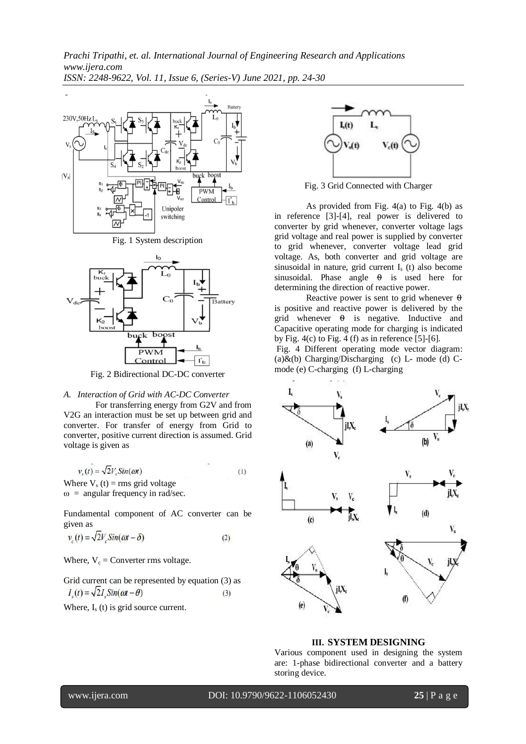Fig. 1 System description

Fig. 2 Bidirectional DC-DC converter

*A. Interaction of Grid with AC-DC Converter*

For transferring energy from G2V and from V2G an interaction must be set up between grid and converter. For transfer of energy from Grid to converter, positive current direction is assumed. Grid voltage is given as

$$v_s(t) = \sqrt{2}V_s Sin(\omega t) \quad (1)$$

Where $V_s$ (t) = rms grid voltage
ω = angular frequency in rad/sec.

Fundamental component of AC converter can be given as

$$v_c(t) = \sqrt{2}V_c Sin(\omega t - \delta) \quad (2)$$

Where, $V_c$ = Converter rms voltage.

Grid current can be represented by equation (3) as

$$I_s(t) = \sqrt{2}I_s Sin(\omega t - \theta) \quad (3)$$

Where, $I_s$ (t) is grid source current.

Fig. 3 Grid Connected with Charger

As provided from Fig. 4(a) to Fig. 4(b) as in reference [3]-[4], real power is delivered to converter by grid whenever, converter voltage lags grid voltage and real power is supplied by converter to grid whenever, converter voltage lead grid voltage. As, both converter and grid voltage are sinusoidal in nature, grid current $I_s$ (t) also become sinusoidal. Phase angle θ is used here for determining the direction of reactive power.

Reactive power is sent to grid whenever θ is positive and reactive power is delivered by the grid whenever θ is negative. Inductive and Capacitive operating mode for charging is indicated by Fig. 4(c) to Fig. 4 (f) as in reference [5]-[6].

Fig. 4 Different operating mode vector diagram: (a)&(b) Charging/Discharging (c) L- mode (d) C-mode (e) C-charging (f) L-charging

## III. SYSTEM DESIGNING

Various component used in designing the system are: 1-phase bidirectional converter and a battery storing device.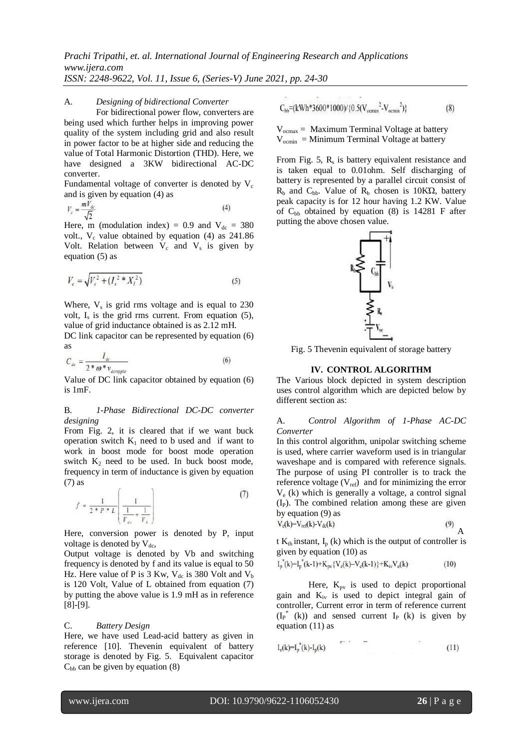### A. *Designing of bidirectional Converter*

For bidirectional power flow, converters are being used which further helps in improving power quality of the system including grid and also result in power factor to be at higher side and reducing the value of Total Harmonic Distortion (THD). Here, we have designed a 3KW bidirectional AC-DC converter.

Fundamental voltage of converter is denoted by $V_c$ and is given by equation (4) as

$$V_c = \frac{mV_{dc}}{\sqrt{2}} \tag{4}$$

Here, m (modulation index) = 0.9 and $V_{dc}$ = 380 volt., $V_c$ value obtained by equation (4) as 241.86 Volt. Relation between $V_c$ and $V_s$ is given by equation (5) as

$$V_c = \sqrt{V_s^2 + (I_s^2 * X_l^2)} \tag{5}$$

Where, $V_s$ is grid rms voltage and is equal to 230 volt, $I_s$ is the grid rms current. From equation (5), value of grid inductance obtained is as 2.12 mH.

DC link capacitor can be represented by equation (6) as

$$C_{dc} = \frac{I_{dc}}{2 * \omega * v_{dcripple}} \tag{6}$$

Value of DC link capacitor obtained by equation (6) is 1mF.

### B. *1-Phase Bidirectional DC-DC converter designing*

From Fig. 2, it is cleared that if we want buck operation switch $K_1$ need to b used and if want to work in boost mode for boost mode operation switch $K_2$ need to be used. In buck boost mode, frequency in term of inductance is given by equation (7) as

$$f = \frac{1}{2 * P * L}\left(\frac{1}{\frac{1}{V_{dc}} + \frac{1}{V_b}}\right) \tag{7}$$

Here, conversion power is denoted by P, input voltage is denoted by $V_{dc}$,

Output voltage is denoted by Vb and switching frequency is denoted by f and its value is equal to 50 Hz. Here value of P is 3 Kw, $V_{dc}$ is 380 Volt and $V_b$ is 120 Volt, Value of L obtained from equation (7) by putting the above value is 1.9 mH as in reference [8]-[9].

### C. *Battery Design*

Here, we have used Lead-acid battery as given in reference [10]. Thevenin equivalent of battery storage is denoted by Fig. 5. Equivalent capacitor $C_{bb}$ can be given by equation (8)

$$C_{bb} = (kWh*3600*1000)/\{0.5(V_{ocmax}^2 - V_{ocmin}^2)\} \tag{8}$$

$V_{ocmax}$ = Maximum Terminal Voltage at battery
$V_{ocmin}$ = Minimum Terminal Voltage at battery

From Fig. 5, $R_s$ is battery equivalent resistance and is taken equal to 0.01ohm. Self discharging of battery is represented by a parallel circuit consist of $R_b$ and $C_{bb}$. Value of $R_b$ chosen is 10KΩ, battery peak capacity is for 12 hour having 1.2 KW. Value of $C_{bb}$ obtained by equation (8) is 14281 F after putting the above chosen value.

Fig. 5 Thevenin equivalent of storage battery

## IV. CONTROL ALGORITHM

The Various block depicted in system description uses control algorithm which are depicted below by different section as:

### A. *Control Algorithm of 1-Phase AC-DC Converter*

In this control algorithm, unipolar switching scheme is used, where carrier waveform used is in triangular waveshape and is compared with reference signals. The purpose of using PI controller is to track the reference voltage ($V_{ref}$) and for minimizing the error $V_e$ (k) which is generally a voltage, a control signal ($I_P$). The combined relation among these are given by equation (9) as

$$V_e(k) = V_{ref}(k) - V_{dc}(k) \tag{9}$$

At $K_{th}$ instant, $I_p$ (k) which is the output of controller is given by equation (10) as

$$I_p^*(k) = I_p^*(k-1) + K_{pv}\{V_e(k) - V_e(k-1)\} + K_{iv}V_e(k) \tag{10}$$

Here, $K_{pv}$ is used to depict proportional gain and $K_{iv}$ is used to depict integral gain of controller, Current error in term of reference current ($I_P^*$ (k)) and sensed current $I_P$ (k) is given by equation (11) as

$$I_e(k) = I_p^*(k) - I_p(k) \tag{11}$$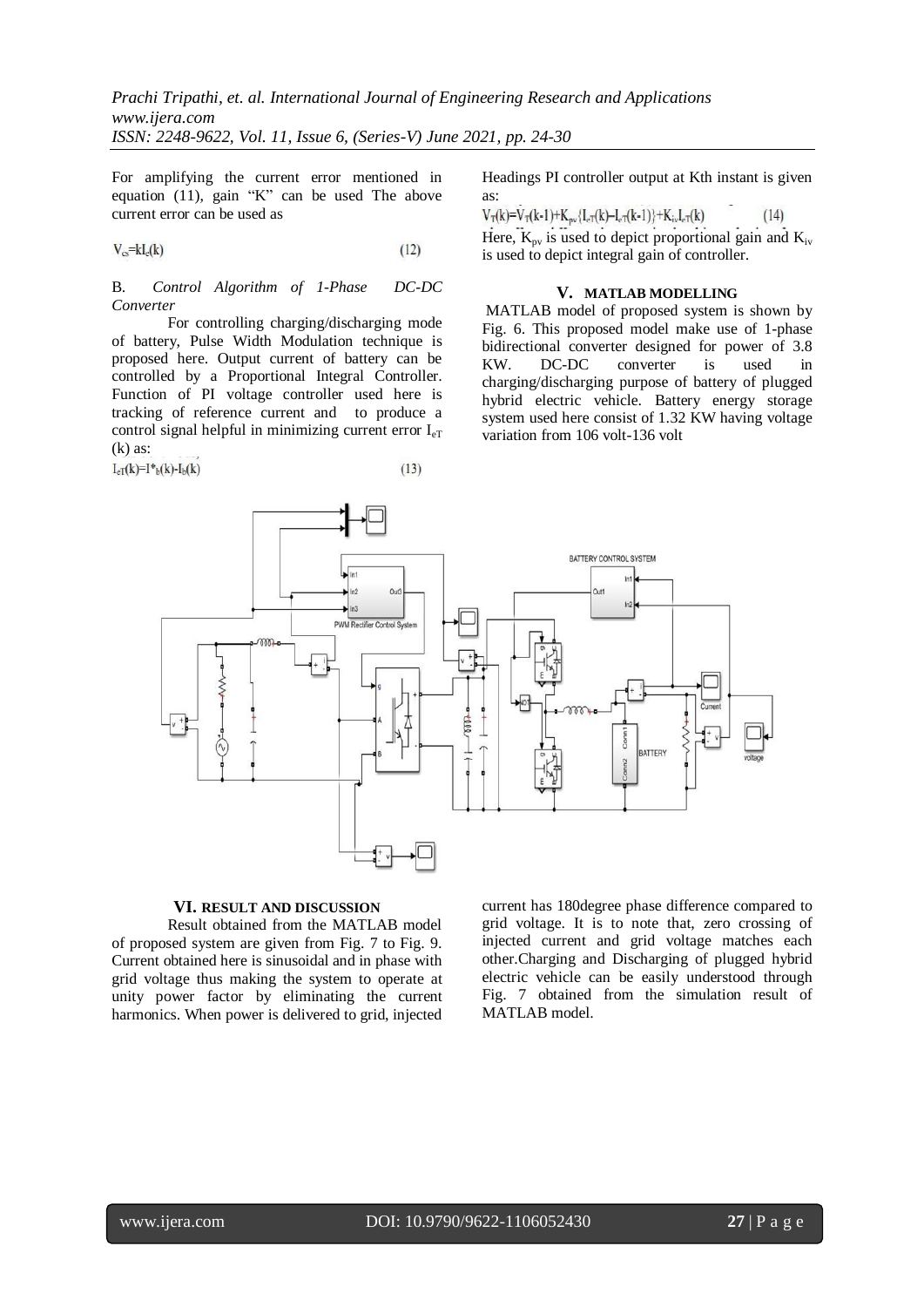For amplifying the current error mentioned in equation (11), gain "K" can be used The above current error can be used as

$$V_{cs}=kI_e(k) \qquad (12)$$

B. *Control Algorithm of 1-Phase DC-DC Converter*

For controlling charging/discharging mode of battery, Pulse Width Modulation technique is proposed here. Output current of battery can be controlled by a Proportional Integral Controller. Function of PI voltage controller used here is tracking of reference current and to produce a control signal helpful in minimizing current error $I_{eT}$ (k) as:

$$I_{eT}(k)=I^*_b(k)-I_b(k) \qquad (13)$$

Headings PI controller output at Kth instant is given as:

$$V_T(k)=V_T(k-1)+K_{pv}\{I_{eT}(k)-I_{eT}(k-1)\}+K_{iv}I_{eT}(k) \qquad (14)$$

Here, $K_{pv}$ is used to depict proportional gain and $K_{iv}$ is used to depict integral gain of controller.

## V. MATLAB MODELLING

MATLAB model of proposed system is shown by Fig. 6. This proposed model make use of 1-phase bidirectional converter designed for power of 3.8 KW. DC-DC converter is used in charging/discharging purpose of battery of plugged hybrid electric vehicle. Battery energy storage system used here consist of 1.32 KW having voltage variation from 106 volt-136 volt

## VI. RESULT AND DISCUSSION

Result obtained from the MATLAB model of proposed system are given from Fig. 7 to Fig. 9. Current obtained here is sinusoidal and in phase with grid voltage thus making the system to operate at unity power factor by eliminating the current harmonics. When power is delivered to grid, injected current has 180degree phase difference compared to grid voltage. It is to note that, zero crossing of injected current and grid voltage matches each other.Charging and Discharging of plugged hybrid electric vehicle can be easily understood through Fig. 7 obtained from the simulation result of MATLAB model.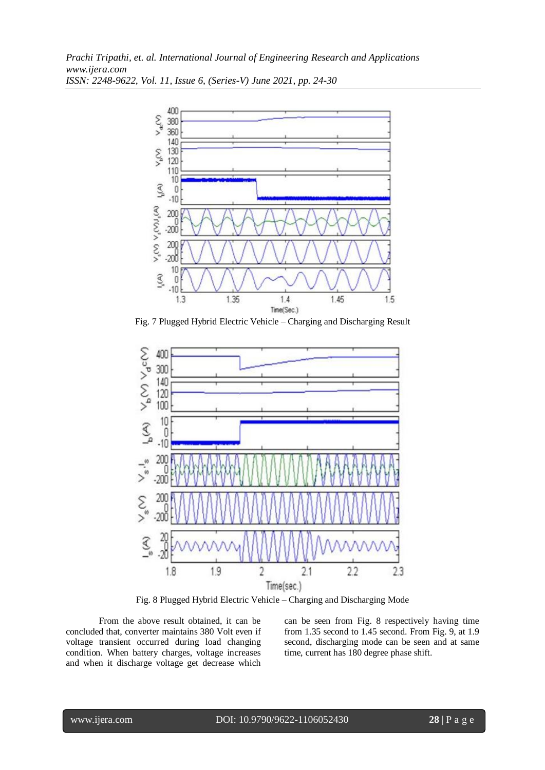Fig. 7 Plugged Hybrid Electric Vehicle – Charging and Discharging Result

Fig. 8 Plugged Hybrid Electric Vehicle – Charging and Discharging Mode

From the above result obtained, it can be concluded that, converter maintains 380 Volt even if voltage transient occurred during load changing condition. When battery charges, voltage increases and when it discharge voltage get decrease which can be seen from Fig. 8 respectively having time from 1.35 second to 1.45 second. From Fig. 9, at 1.9 second, discharging mode can be seen and at same time, current has 180 degree phase shift.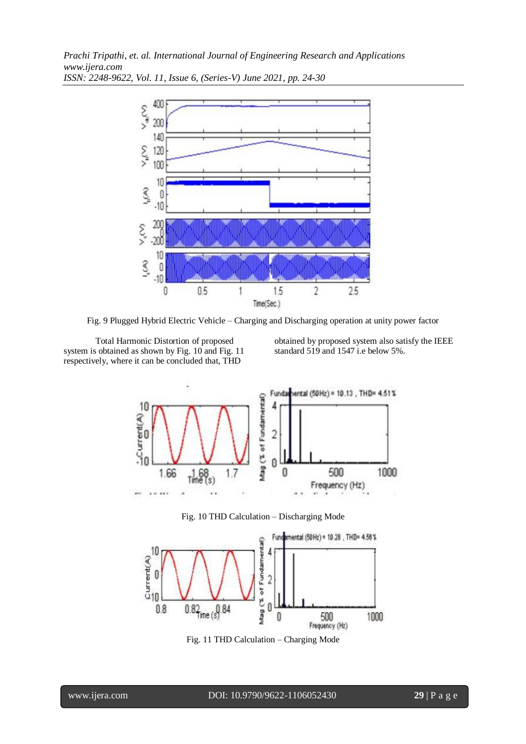Fig. 9 Plugged Hybrid Electric Vehicle – Charging and Discharging operation at unity power factor

Total Harmonic Distortion of proposed system is obtained as shown by Fig. 10 and Fig. 11 respectively, where it can be concluded that, THD obtained by proposed system also satisfy the IEEE standard 519 and 1547 i.e below 5%.

Fig. 10 THD Calculation – Discharging Mode

Fig. 11 THD Calculation – Charging Mode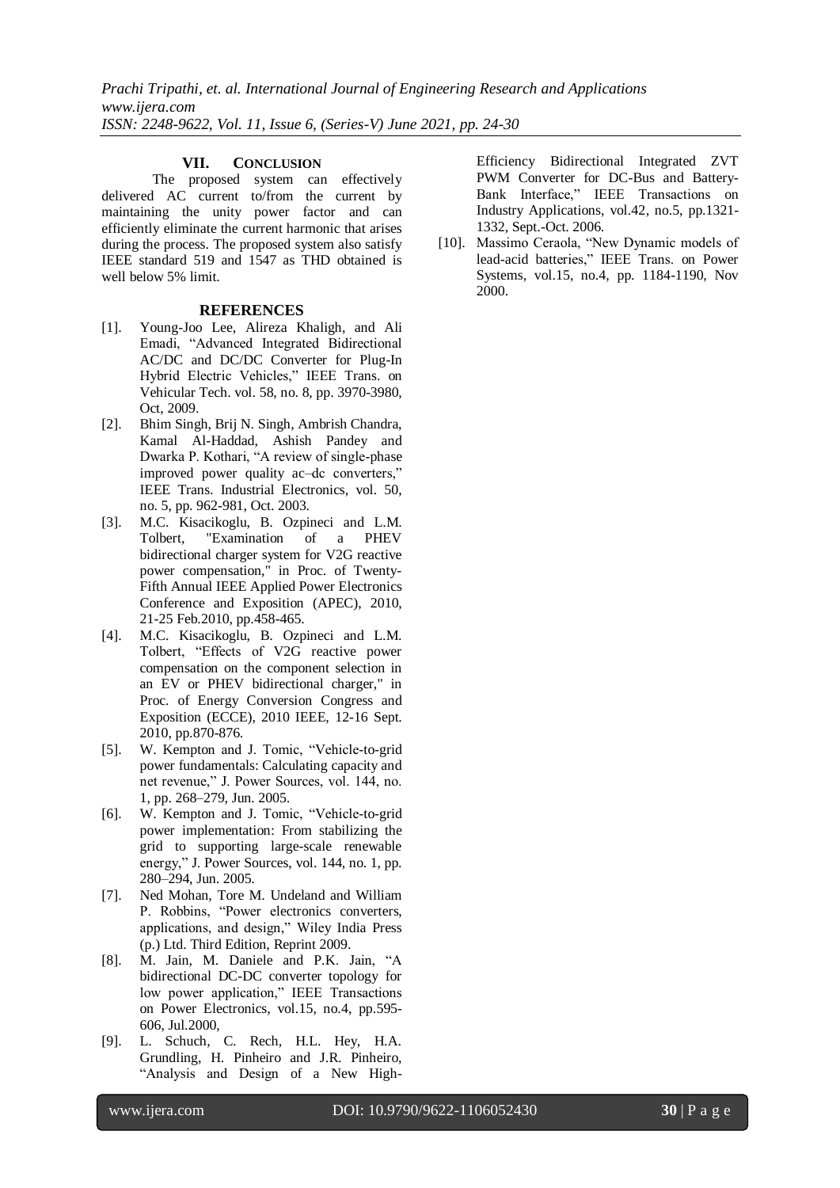## VII. CONCLUSION

The proposed system can effectively delivered AC current to/from the current by maintaining the unity power factor and can efficiently eliminate the current harmonic that arises during the process. The proposed system also satisfy IEEE standard 519 and 1547 as THD obtained is well below 5% limit.

## REFERENCES

[1]. Young-Joo Lee, Alireza Khaligh, and Ali Emadi, "Advanced Integrated Bidirectional AC/DC and DC/DC Converter for Plug-In Hybrid Electric Vehicles," IEEE Trans. on Vehicular Tech. vol. 58, no. 8, pp. 3970-3980, Oct, 2009.

[2]. Bhim Singh, Brij N. Singh, Ambrish Chandra, Kamal Al-Haddad, Ashish Pandey and Dwarka P. Kothari, "A review of single-phase improved power quality ac–dc converters," IEEE Trans. Industrial Electronics, vol. 50, no. 5, pp. 962-981, Oct. 2003.

[3]. M.C. Kisacikoglu, B. Ozpineci and L.M. Tolbert, "Examination of a PHEV bidirectional charger system for V2G reactive power compensation," in Proc. of Twenty-Fifth Annual IEEE Applied Power Electronics Conference and Exposition (APEC), 2010, 21-25 Feb.2010, pp.458-465.

[4]. M.C. Kisacikoglu, B. Ozpineci and L.M. Tolbert, "Effects of V2G reactive power compensation on the component selection in an EV or PHEV bidirectional charger," in Proc. of Energy Conversion Congress and Exposition (ECCE), 2010 IEEE, 12-16 Sept. 2010, pp.870-876.

[5]. W. Kempton and J. Tomic, "Vehicle-to-grid power fundamentals: Calculating capacity and net revenue," J. Power Sources, vol. 144, no. 1, pp. 268–279, Jun. 2005.

[6]. W. Kempton and J. Tomic, "Vehicle-to-grid power implementation: From stabilizing the grid to supporting large-scale renewable energy," J. Power Sources, vol. 144, no. 1, pp. 280–294, Jun. 2005.

[7]. Ned Mohan, Tore M. Undeland and William P. Robbins, "Power electronics converters, applications, and design," Wiley India Press (p.) Ltd. Third Edition, Reprint 2009.

[8]. M. Jain, M. Daniele and P.K. Jain, "A bidirectional DC-DC converter topology for low power application," IEEE Transactions on Power Electronics, vol.15, no.4, pp.595-606, Jul.2000,

[9]. L. Schuch, C. Rech, H.L. Hey, H.A. Grundling, H. Pinheiro and J.R. Pinheiro, "Analysis and Design of a New High-Efficiency Bidirectional Integrated ZVT PWM Converter for DC-Bus and Battery-Bank Interface," IEEE Transactions on Industry Applications, vol.42, no.5, pp.1321-1332, Sept.-Oct. 2006.

[10]. Massimo Ceraola, "New Dynamic models of lead-acid batteries," IEEE Trans. on Power Systems, vol.15, no.4, pp. 1184-1190, Nov 2000.